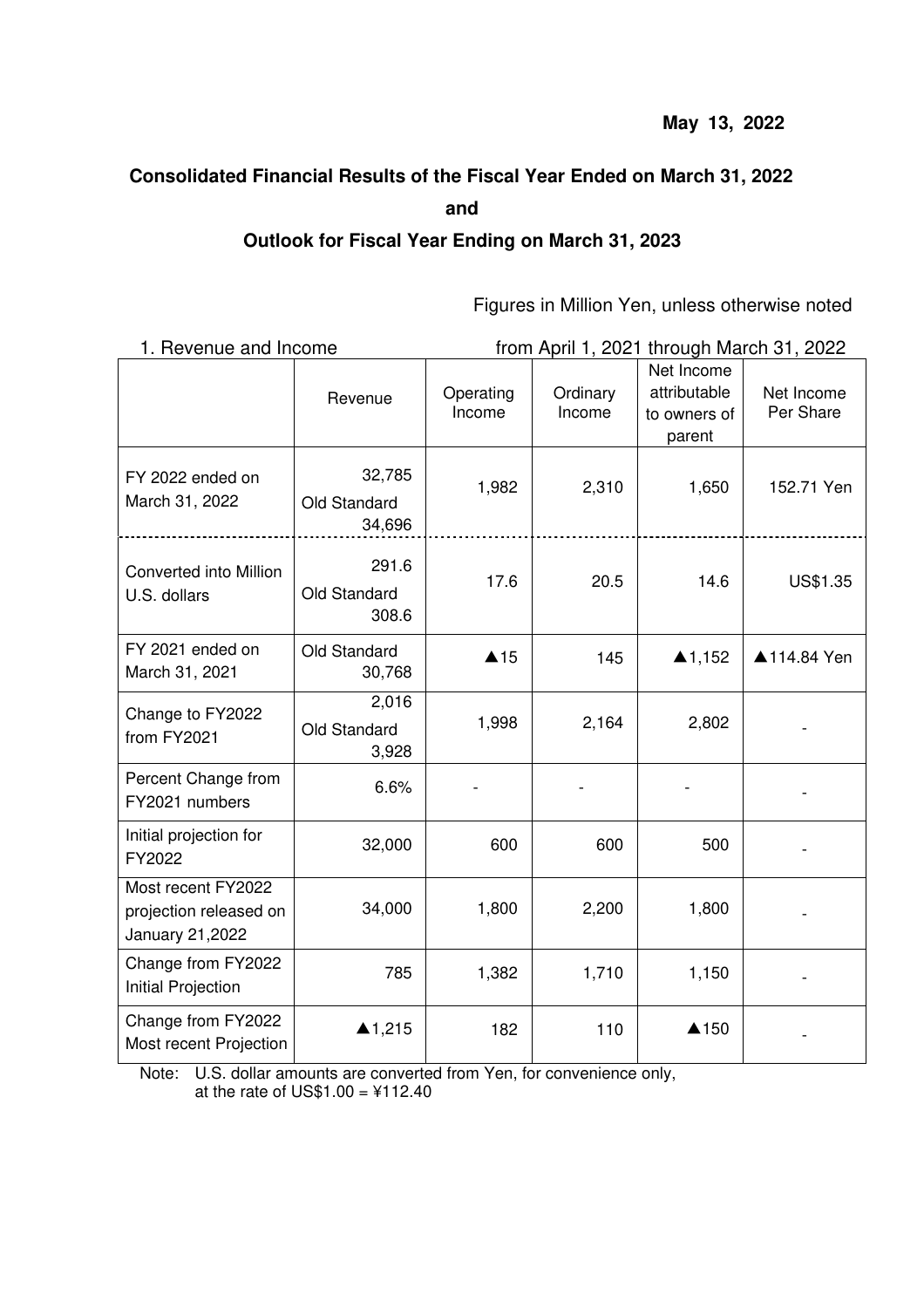May 13, 2022

**Consolidated Financial Results of the Fiscal Year Ended on March 31, 2022**

**and**

**Outlook for Fiscal Year Ending on March 31, 2023**

Figures in Million Yen, unless otherwise noted

1. Revenue and Income — from April 1, 2021 through March 31, 2022

| | Revenue | Operating Income | Ordinary Income | Net Income attributable to owners of parent | Net Income Per Share |
|---|---|---|---|---|---|
| FY 2022 ended on March 31, 2022 | 32,785<br>Old Standard<br>34,696 | 1,982 | 2,310 | 1,650 | 152.71 Yen |
| Converted into Million U.S. dollars | 291.6<br>Old Standard<br>308.6 | 17.6 | 20.5 | 14.6 | US$1.35 |
| FY 2021 ended on March 31, 2021 | Old Standard<br>30,768 | ▲15 | 145 | ▲1,152 | ▲114.84 Yen |
| Change to FY2022 from FY2021 | 2,016<br>Old Standard<br>3,928 | 1,998 | 2,164 | 2,802 | - |
| Percent Change from FY2021 numbers | 6.6% | - | - | - | - |
| Initial projection for FY2022 | 32,000 | 600 | 600 | 500 | - |
| Most recent FY2022 projection released on January 21,2022 | 34,000 | 1,800 | 2,200 | 1,800 | - |
| Change from FY2022 Initial Projection | 785 | 1,382 | 1,710 | 1,150 | - |
| Change from FY2022 Most recent Projection | ▲1,215 | 182 | 110 | ▲150 | - |

Note: U.S. dollar amounts are converted from Yen, for convenience only, at the rate of US$1.00 = ¥112.40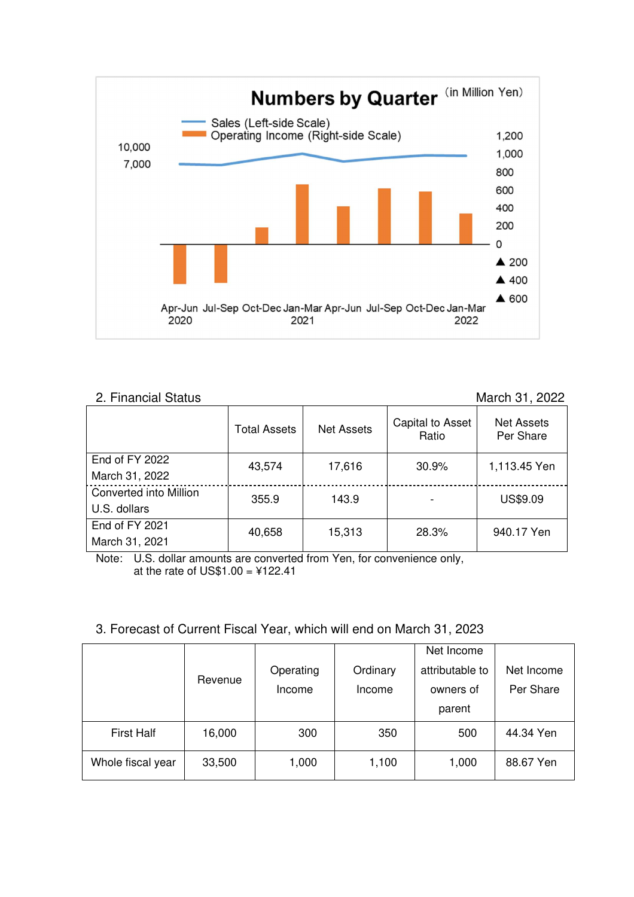Numbers by Quarter (in Million Yen)

Sales (Left-side Scale)
Operating Income (Right-side Scale)

10,000
7,000

1,200
1,000
800
600
400
200
0
▲ 200
▲ 400
▲ 600

Apr-Jun 2020 Jul-Sep Oct-Dec Jan-Mar 2021 Apr-Jun Jul-Sep Oct-Dec Jan-Mar 2022

## 2. Financial Status

March 31, 2022

| | Total Assets | Net Assets | Capital to Asset Ratio | Net Assets Per Share |
|---|---|---|---|---|
| End of FY 2022 March 31, 2022 | 43,574 | 17,616 | 30.9% | 1,113.45 Yen |
| Converted into Million U.S. dollars | 355.9 | 143.9 | - | US$9.09 |
| End of FY 2021 March 31, 2021 | 40,658 | 15,313 | 28.3% | 940.17 Yen |

Note: U.S. dollar amounts are converted from Yen, for convenience only, at the rate of US$1.00 = ¥122.41

## 3. Forecast of Current Fiscal Year, which will end on March 31, 2023

| | Revenue | Operating Income | Ordinary Income | Net Income attributable to owners of parent | Net Income Per Share |
|---|---|---|---|---|---|
| First Half | 16,000 | 300 | 350 | 500 | 44.34 Yen |
| Whole fiscal year | 33,500 | 1,000 | 1,100 | 1,000 | 88.67 Yen |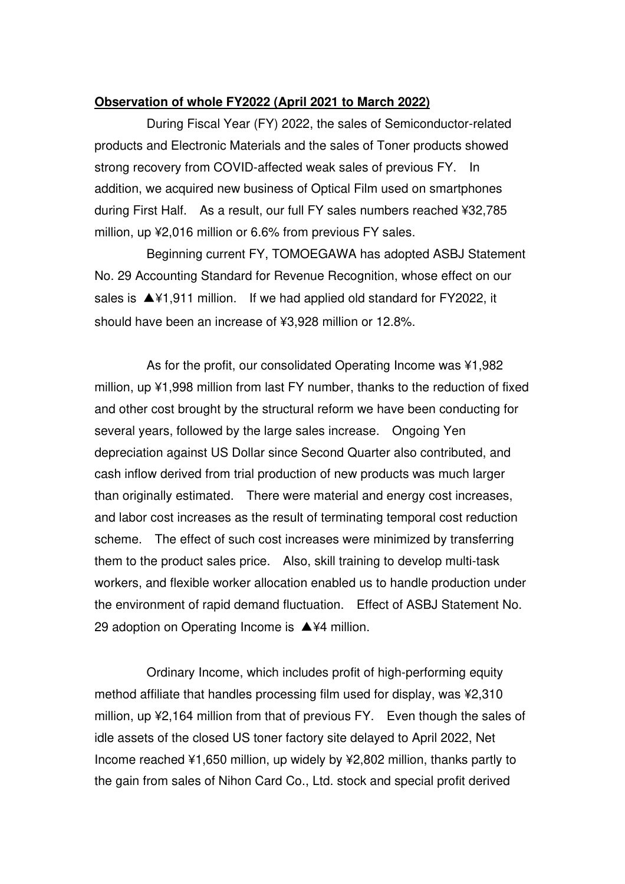**Observation of whole FY2022 (April 2021 to March 2022)**

During Fiscal Year (FY) 2022, the sales of Semiconductor-related products and Electronic Materials and the sales of Toner products showed strong recovery from COVID-affected weak sales of previous FY. In addition, we acquired new business of Optical Film used on smartphones during First Half. As a result, our full FY sales numbers reached ¥32,785 million, up ¥2,016 million or 6.6% from previous FY sales.

Beginning current FY, TOMOEGAWA has adopted ASBJ Statement No. 29 Accounting Standard for Revenue Recognition, whose effect on our sales is ▲¥1,911 million. If we had applied old standard for FY2022, it should have been an increase of ¥3,928 million or 12.8%.

As for the profit, our consolidated Operating Income was ¥1,982 million, up ¥1,998 million from last FY number, thanks to the reduction of fixed and other cost brought by the structural reform we have been conducting for several years, followed by the large sales increase. Ongoing Yen depreciation against US Dollar since Second Quarter also contributed, and cash inflow derived from trial production of new products was much larger than originally estimated. There were material and energy cost increases, and labor cost increases as the result of terminating temporal cost reduction scheme. The effect of such cost increases were minimized by transferring them to the product sales price. Also, skill training to develop multi-task workers, and flexible worker allocation enabled us to handle production under the environment of rapid demand fluctuation. Effect of ASBJ Statement No. 29 adoption on Operating Income is ▲¥4 million.

Ordinary Income, which includes profit of high-performing equity method affiliate that handles processing film used for display, was ¥2,310 million, up ¥2,164 million from that of previous FY. Even though the sales of idle assets of the closed US toner factory site delayed to April 2022, Net Income reached ¥1,650 million, up widely by ¥2,802 million, thanks partly to the gain from sales of Nihon Card Co., Ltd. stock and special profit derived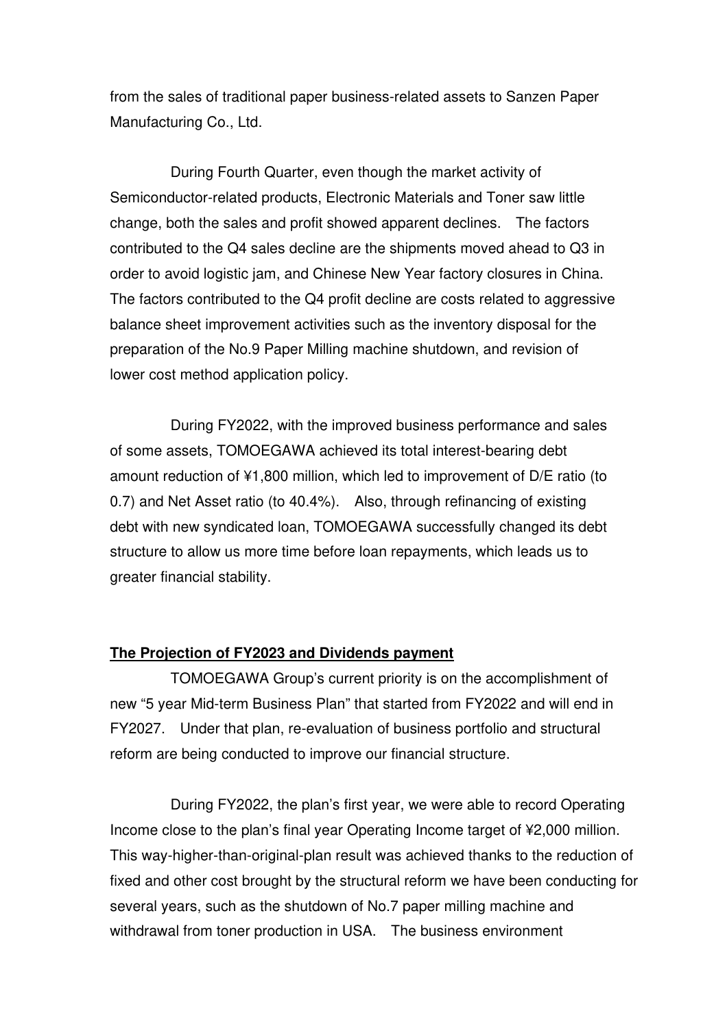from the sales of traditional paper business-related assets to Sanzen Paper Manufacturing Co., Ltd.

During Fourth Quarter, even though the market activity of Semiconductor-related products, Electronic Materials and Toner saw little change, both the sales and profit showed apparent declines. The factors contributed to the Q4 sales decline are the shipments moved ahead to Q3 in order to avoid logistic jam, and Chinese New Year factory closures in China. The factors contributed to the Q4 profit decline are costs related to aggressive balance sheet improvement activities such as the inventory disposal for the preparation of the No.9 Paper Milling machine shutdown, and revision of lower cost method application policy.

During FY2022, with the improved business performance and sales of some assets, TOMOEGAWA achieved its total interest-bearing debt amount reduction of ¥1,800 million, which led to improvement of D/E ratio (to 0.7) and Net Asset ratio (to 40.4%). Also, through refinancing of existing debt with new syndicated loan, TOMOEGAWA successfully changed its debt structure to allow us more time before loan repayments, which leads us to greater financial stability.

**The Projection of FY2023 and Dividends payment**

TOMOEGAWA Group's current priority is on the accomplishment of new "5 year Mid-term Business Plan" that started from FY2022 and will end in FY2027. Under that plan, re-evaluation of business portfolio and structural reform are being conducted to improve our financial structure.

During FY2022, the plan's first year, we were able to record Operating Income close to the plan's final year Operating Income target of ¥2,000 million. This way-higher-than-original-plan result was achieved thanks to the reduction of fixed and other cost brought by the structural reform we have been conducting for several years, such as the shutdown of No.7 paper milling machine and withdrawal from toner production in USA. The business environment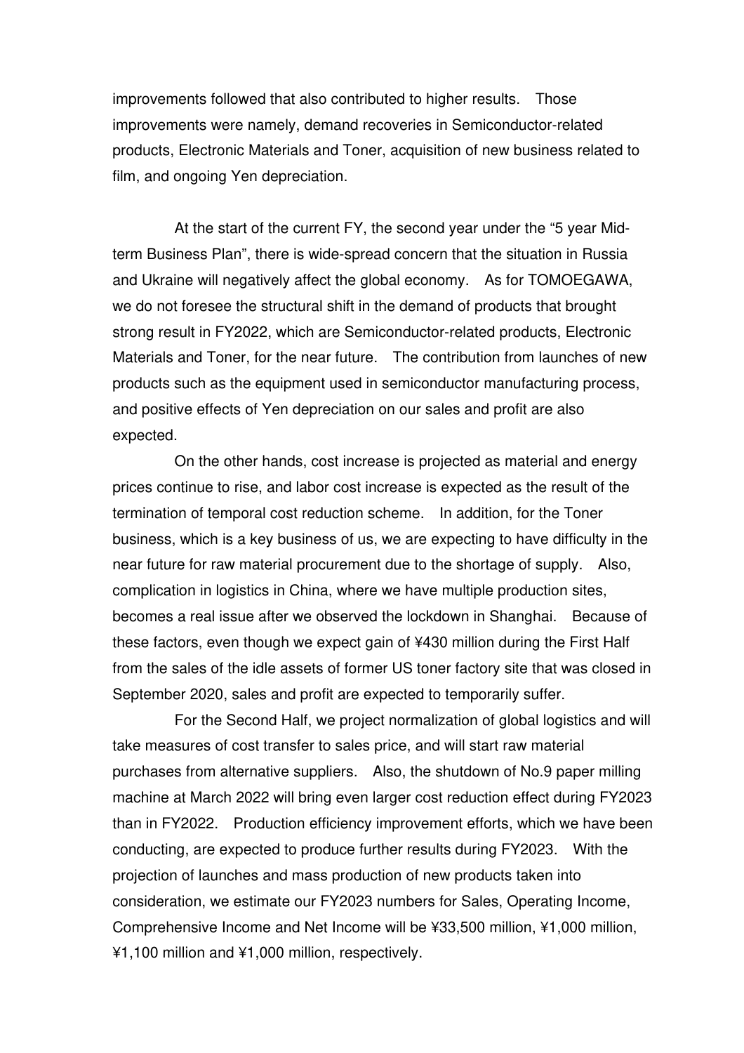improvements followed that also contributed to higher results. Those improvements were namely, demand recoveries in Semiconductor-related products, Electronic Materials and Toner, acquisition of new business related to film, and ongoing Yen depreciation.

At the start of the current FY, the second year under the "5 year Mid-term Business Plan", there is wide-spread concern that the situation in Russia and Ukraine will negatively affect the global economy. As for TOMOEGAWA, we do not foresee the structural shift in the demand of products that brought strong result in FY2022, which are Semiconductor-related products, Electronic Materials and Toner, for the near future. The contribution from launches of new products such as the equipment used in semiconductor manufacturing process, and positive effects of Yen depreciation on our sales and profit are also expected.

On the other hands, cost increase is projected as material and energy prices continue to rise, and labor cost increase is expected as the result of the termination of temporal cost reduction scheme. In addition, for the Toner business, which is a key business of us, we are expecting to have difficulty in the near future for raw material procurement due to the shortage of supply. Also, complication in logistics in China, where we have multiple production sites, becomes a real issue after we observed the lockdown in Shanghai. Because of these factors, even though we expect gain of ¥430 million during the First Half from the sales of the idle assets of former US toner factory site that was closed in September 2020, sales and profit are expected to temporarily suffer.

For the Second Half, we project normalization of global logistics and will take measures of cost transfer to sales price, and will start raw material purchases from alternative suppliers. Also, the shutdown of No.9 paper milling machine at March 2022 will bring even larger cost reduction effect during FY2023 than in FY2022. Production efficiency improvement efforts, which we have been conducting, are expected to produce further results during FY2023. With the projection of launches and mass production of new products taken into consideration, we estimate our FY2023 numbers for Sales, Operating Income, Comprehensive Income and Net Income will be ¥33,500 million, ¥1,000 million, ¥1,100 million and ¥1,000 million, respectively.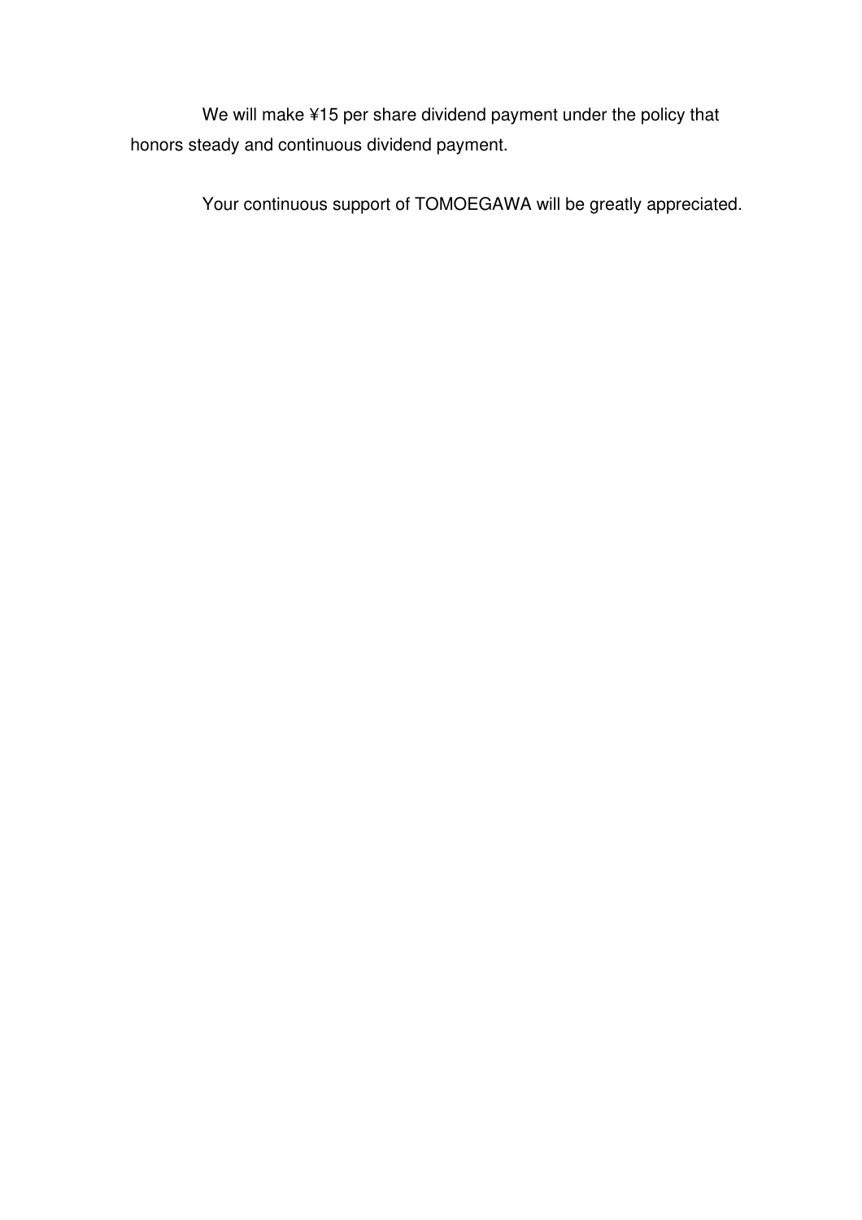We will make ¥15 per share dividend payment under the policy that honors steady and continuous dividend payment.

Your continuous support of TOMOEGAWA will be greatly appreciated.